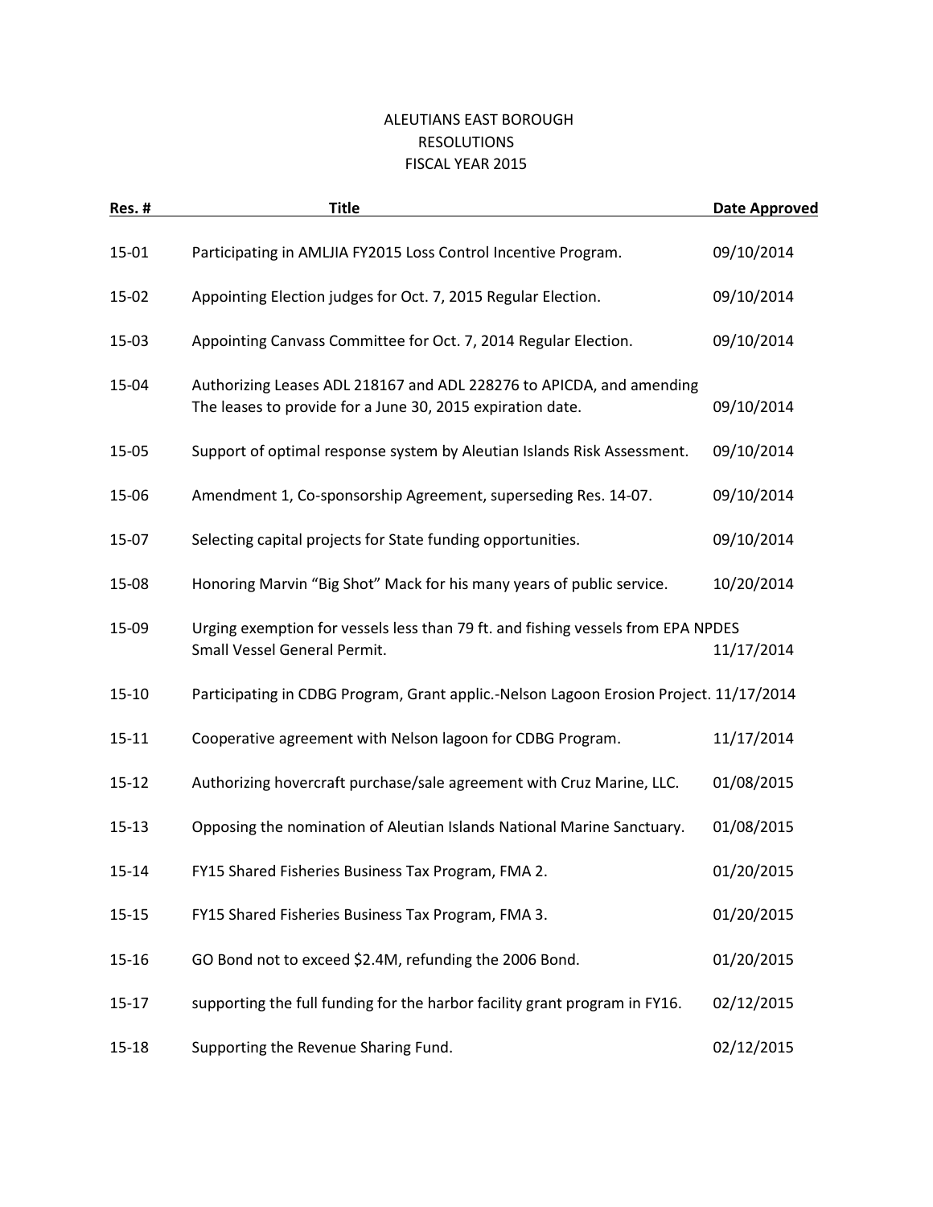# ALEUTIANS EAST BOROUGH
## RESOLUTIONS
## FISCAL YEAR 2015

| Res. # | Title | Date Approved |
|---|---|---|
| 15-01 | Participating in AMLJIA FY2015 Loss Control Incentive Program. | 09/10/2014 |
| 15-02 | Appointing Election judges for Oct. 7, 2015 Regular Election. | 09/10/2014 |
| 15-03 | Appointing Canvass Committee for Oct. 7, 2014 Regular Election. | 09/10/2014 |
| 15-04 | Authorizing Leases ADL 218167 and ADL 228276 to APICDA, and amending The leases to provide for a June 30, 2015 expiration date. | 09/10/2014 |
| 15-05 | Support of optimal response system by Aleutian Islands Risk Assessment. | 09/10/2014 |
| 15-06 | Amendment 1, Co-sponsorship Agreement, superseding Res. 14-07. | 09/10/2014 |
| 15-07 | Selecting capital projects for State funding opportunities. | 09/10/2014 |
| 15-08 | Honoring Marvin "Big Shot" Mack for his many years of public service. | 10/20/2014 |
| 15-09 | Urging exemption for vessels less than 79 ft. and fishing vessels from EPA NPDES Small Vessel General Permit. | 11/17/2014 |
| 15-10 | Participating in CDBG Program, Grant applic.-Nelson Lagoon Erosion Project. | 11/17/2014 |
| 15-11 | Cooperative agreement with Nelson lagoon for CDBG Program. | 11/17/2014 |
| 15-12 | Authorizing hovercraft purchase/sale agreement with Cruz Marine, LLC. | 01/08/2015 |
| 15-13 | Opposing the nomination of Aleutian Islands National Marine Sanctuary. | 01/08/2015 |
| 15-14 | FY15 Shared Fisheries Business Tax Program, FMA 2. | 01/20/2015 |
| 15-15 | FY15 Shared Fisheries Business Tax Program, FMA 3. | 01/20/2015 |
| 15-16 | GO Bond not to exceed $2.4M, refunding the 2006 Bond. | 01/20/2015 |
| 15-17 | supporting the full funding for the harbor facility grant program in FY16. | 02/12/2015 |
| 15-18 | Supporting the Revenue Sharing Fund. | 02/12/2015 |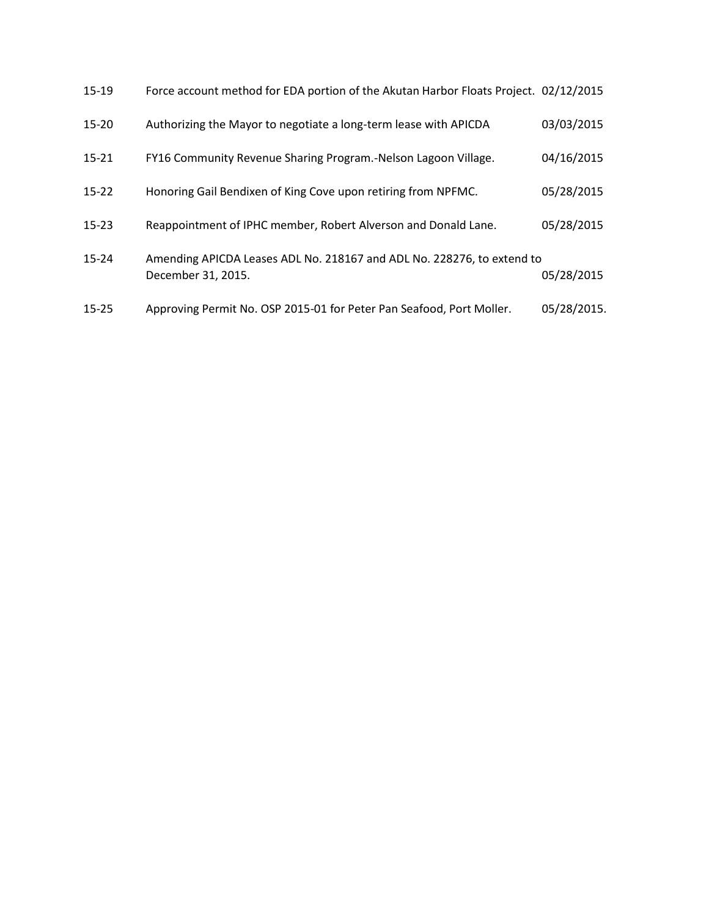| | | |
|---|---|---|
| 15-19 | Force account method for EDA portion of the Akutan Harbor Floats Project. | 02/12/2015 |
| 15-20 | Authorizing the Mayor to negotiate a long-term lease with APICDA | 03/03/2015 |
| 15-21 | FY16 Community Revenue Sharing Program.-Nelson Lagoon Village. | 04/16/2015 |
| 15-22 | Honoring Gail Bendixen of King Cove upon retiring from NPFMC. | 05/28/2015 |
| 15-23 | Reappointment of IPHC member, Robert Alverson and Donald Lane. | 05/28/2015 |
| 15-24 | Amending APICDA Leases ADL No. 218167 and ADL No. 228276, to extend to December 31, 2015. | 05/28/2015 |
| 15-25 | Approving Permit No. OSP 2015-01 for Peter Pan Seafood, Port Moller. | 05/28/2015. |